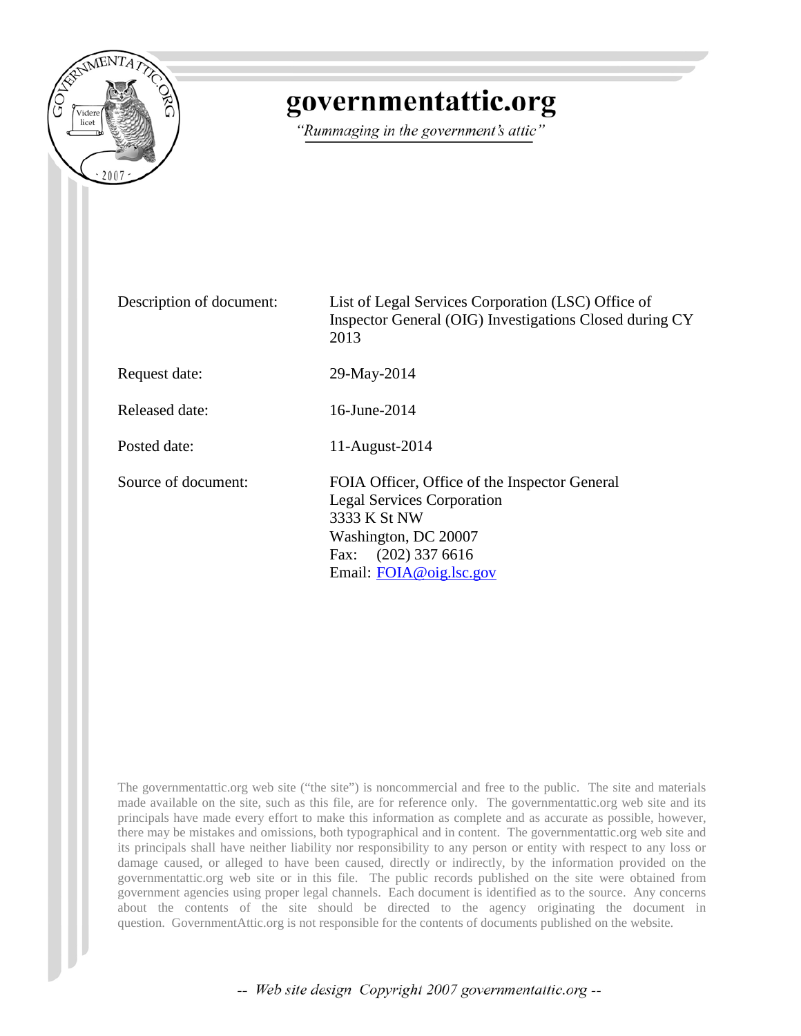# governmentattic.org

*"Rummaging in the government's attic"*

| | |
|---|---|
| Description of document: | List of Legal Services Corporation (LSC) Office of Inspector General (OIG) Investigations Closed during CY 2013 |
| Request date: | 29-May-2014 |
| Released date: | 16-June-2014 |
| Posted date: | 11-August-2014 |
| Source of document: | FOIA Officer, Office of the Inspector General<br>Legal Services Corporation<br>3333 K St NW<br>Washington, DC 20007<br>Fax: (202) 337 6616<br>Email: FOIA@oig.lsc.gov |

The governmentattic.org web site ("the site") is noncommercial and free to the public. The site and materials made available on the site, such as this file, are for reference only. The governmentattic.org web site and its principals have made every effort to make this information as complete and as accurate as possible, however, there may be mistakes and omissions, both typographical and in content. The governmentattic.org web site and its principals shall have neither liability nor responsibility to any person or entity with respect to any loss or damage caused, or alleged to have been caused, directly or indirectly, by the information provided on the governmentattic.org web site or in this file. The public records published on the site were obtained from government agencies using proper legal channels. Each document is identified as to the source. Any concerns about the contents of the site should be directed to the agency originating the document in question. GovernmentAttic.org is not responsible for the contents of documents published on the website.

-- Web site design Copyright 2007 governmentattic.org --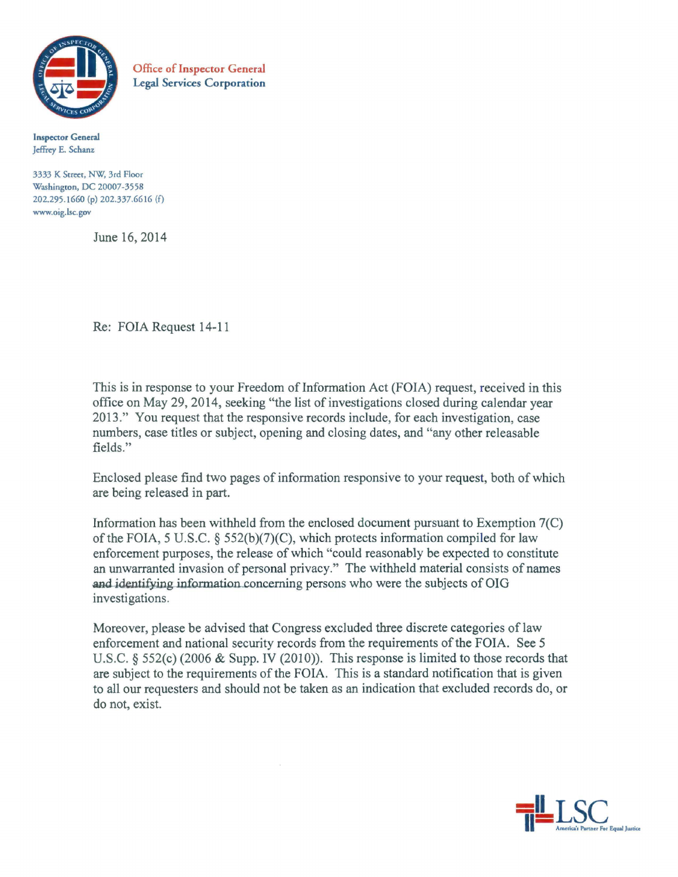**Office of Inspector General**
**Legal Services Corporation**

**Inspector General**
Jeffrey E. Schanz

3333 K Street, NW, 3rd Floor
Washington, DC 20007-3558
202.295.1660 (p) 202.337.6616 (f)
www.oig.lsc.gov

June 16, 2014

Re: FOIA Request 14-11

This is in response to your Freedom of Information Act (FOIA) request, received in this office on May 29, 2014, seeking "the list of investigations closed during calendar year 2013." You request that the responsive records include, for each investigation, case numbers, case titles or subject, opening and closing dates, and "any other releasable fields."

Enclosed please find two pages of information responsive to your request, both of which are being released in part.

Information has been withheld from the enclosed document pursuant to Exemption 7(C) of the FOIA, 5 U.S.C. § 552(b)(7)(C), which protects information compiled for law enforcement purposes, the release of which "could reasonably be expected to constitute an unwarranted invasion of personal privacy." The withheld material consists of names and identifying information concerning persons who were the subjects of OIG investigations.

Moreover, please be advised that Congress excluded three discrete categories of law enforcement and national security records from the requirements of the FOIA. See 5 U.S.C. § 552(c) (2006 & Supp. IV (2010)). This response is limited to those records that are subject to the requirements of the FOIA. This is a standard notification that is given to all our requesters and should not be taken as an indication that excluded records do, or do not, exist.

LSC
America's Partner For Equal Justice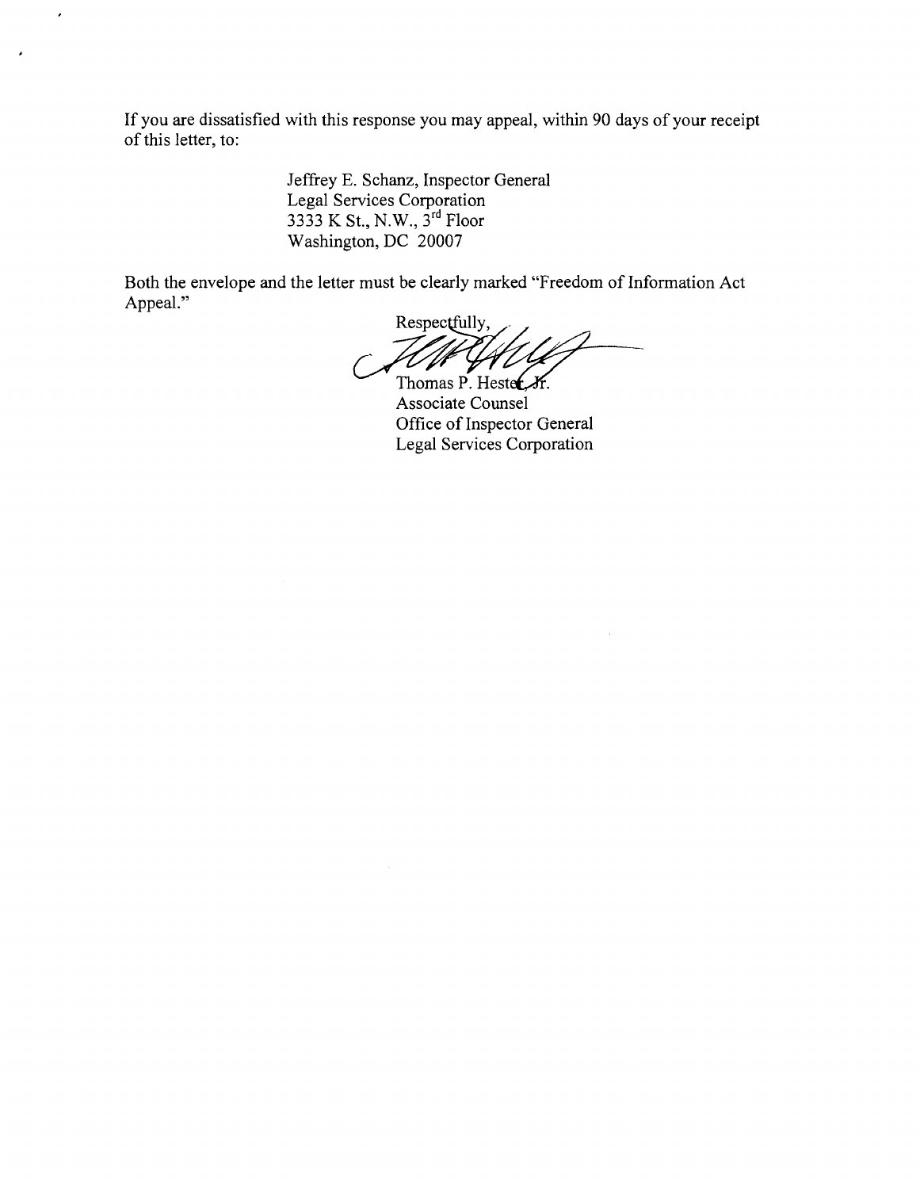If you are dissatisfied with this response you may appeal, within 90 days of your receipt of this letter, to:

> Jeffrey E. Schanz, Inspector General
> Legal Services Corporation
> 3333 K St., N.W., 3rd Floor
> Washington, DC 20007

Both the envelope and the letter must be clearly marked "Freedom of Information Act Appeal."

Respectfully,

Thomas P. Hester, Jr.
Associate Counsel
Office of Inspector General
Legal Services Corporation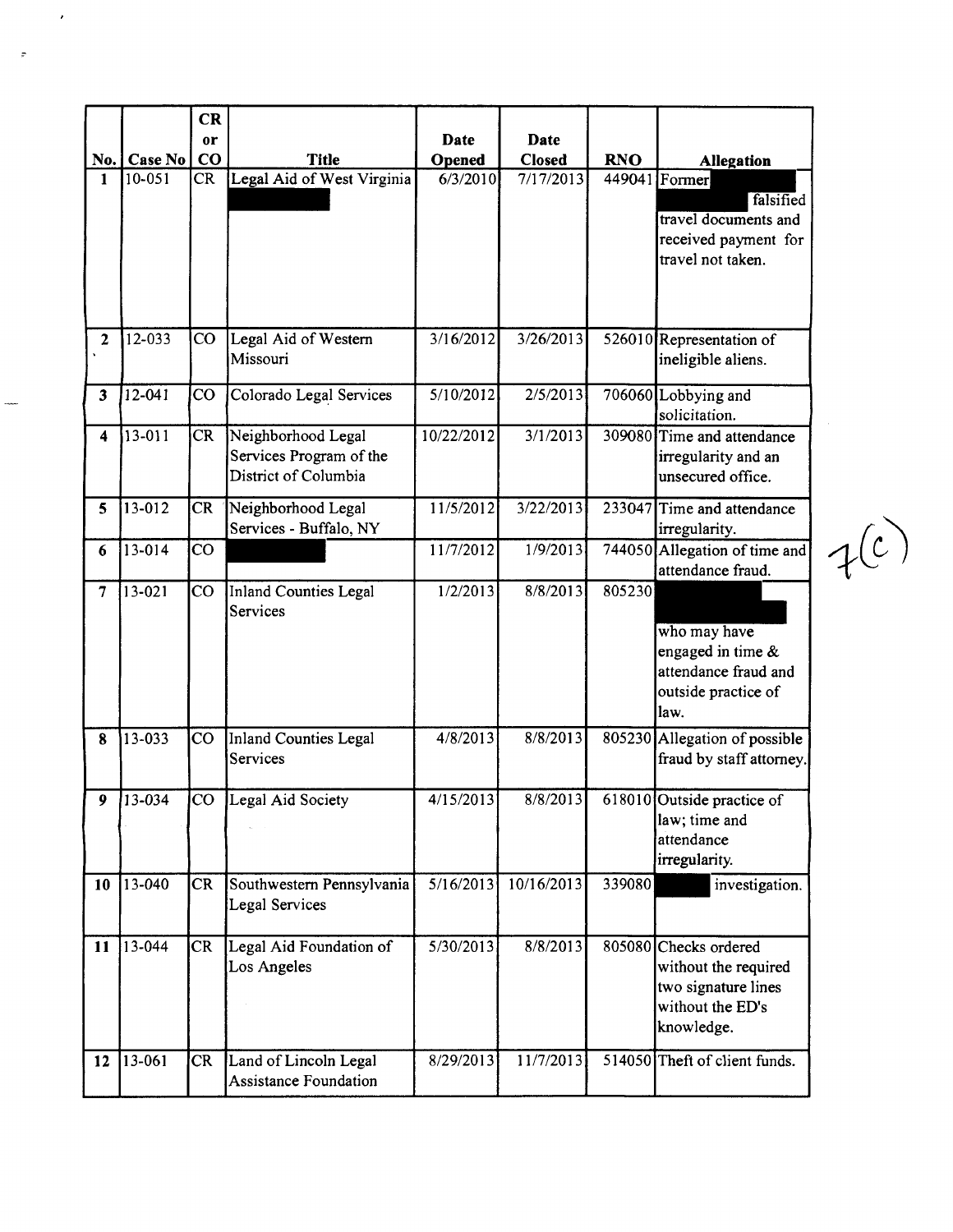| No. | Case No | CR or CO | Title | Date Opened | Date Closed | RNO | Allegation |
|---|---|---|---|---|---|---|---|
| 1 | 10-051 | CR | Legal Aid of West Virginia | 6/3/2010 | 7/17/2013 | 449041 | Former falsified travel documents and received payment for travel not taken. |
| 2 | 12-033 | CO | Legal Aid of Western Missouri | 3/16/2012 | 3/26/2013 | 526010 | Representation of ineligible aliens. |
| 3 | 12-041 | CO | Colorado Legal Services | 5/10/2012 | 2/5/2013 | 706060 | Lobbying and solicitation. |
| 4 | 13-011 | CR | Neighborhood Legal Services Program of the District of Columbia | 10/22/2012 | 3/1/2013 | 309080 | Time and attendance irregularity and an unsecured office. |
| 5 | 13-012 | CR | Neighborhood Legal Services - Buffalo, NY | 11/5/2012 | 3/22/2013 | 233047 | Time and attendance irregularity. |
| 6 | 13-014 | CO | | 11/7/2012 | 1/9/2013 | 744050 | Allegation of time and attendance fraud. |
| 7 | 13-021 | CO | Inland Counties Legal Services | 1/2/2013 | 8/8/2013 | 805230 | who may have engaged in time & attendance fraud and outside practice of law. |
| 8 | 13-033 | CO | Inland Counties Legal Services | 4/8/2013 | 8/8/2013 | 805230 | Allegation of possible fraud by staff attorney. |
| 9 | 13-034 | CO | Legal Aid Society | 4/15/2013 | 8/8/2013 | 618010 | Outside practice of law; time and attendance irregularity. |
| 10 | 13-040 | CR | Southwestern Pennsylvania Legal Services | 5/16/2013 | 10/16/2013 | 339080 | investigation. |
| 11 | 13-044 | CR | Legal Aid Foundation of Los Angeles | 5/30/2013 | 8/8/2013 | 805080 | Checks ordered without the required two signature lines without the ED's knowledge. |
| 12 | 13-061 | CR | Land of Lincoln Legal Assistance Foundation | 8/29/2013 | 11/7/2013 | 514050 | Theft of client funds. |

7(c)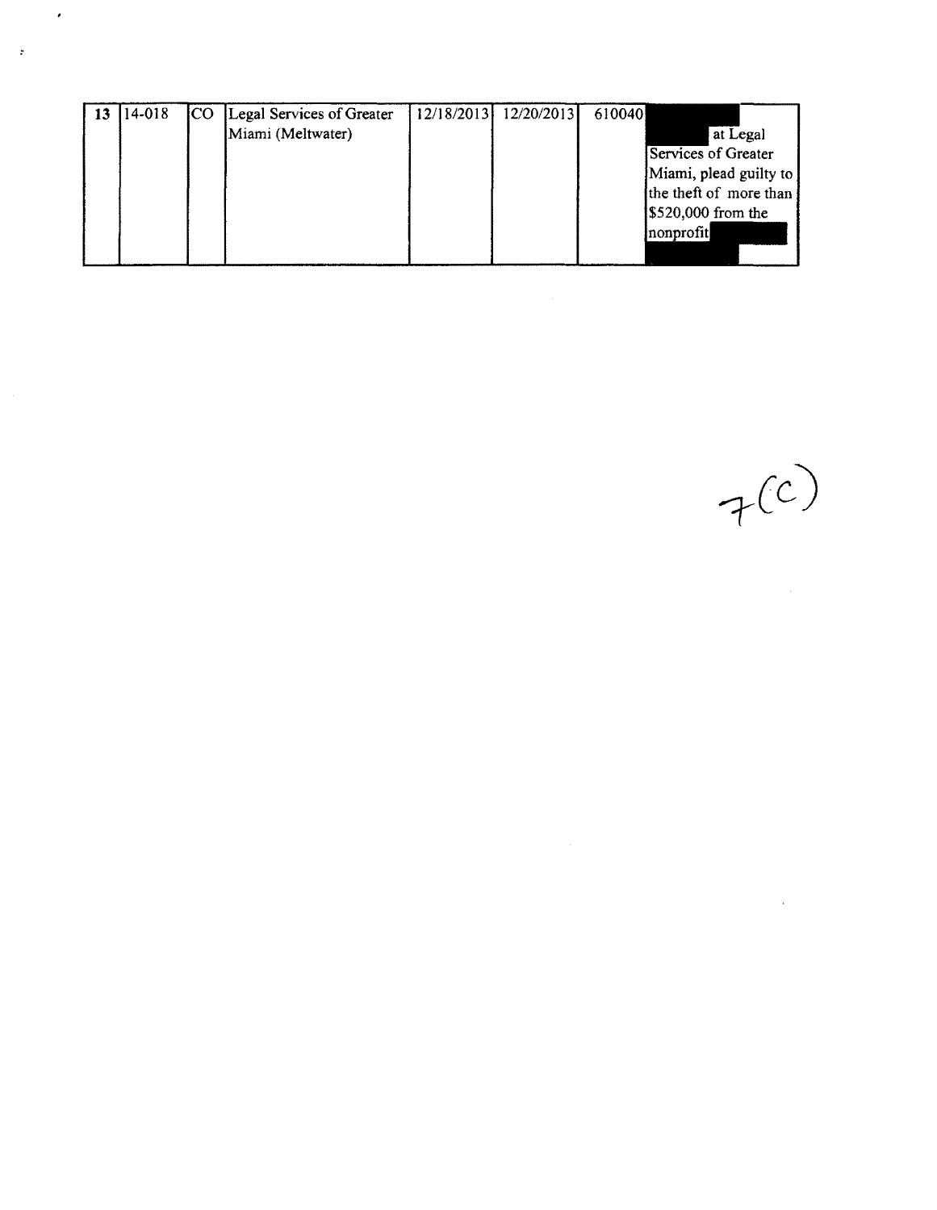| | | | | | | | |
|---|---|---|---|---|---|---|---|
| 13 | 14-018 | CO | Legal Services of Greater Miami (Meltwater) | 12/18/2013 | 12/20/2013 | 610040 | at Legal Services of Greater Miami, plead guilty to the theft of more than $520,000 from the nonprofit |

7(C)